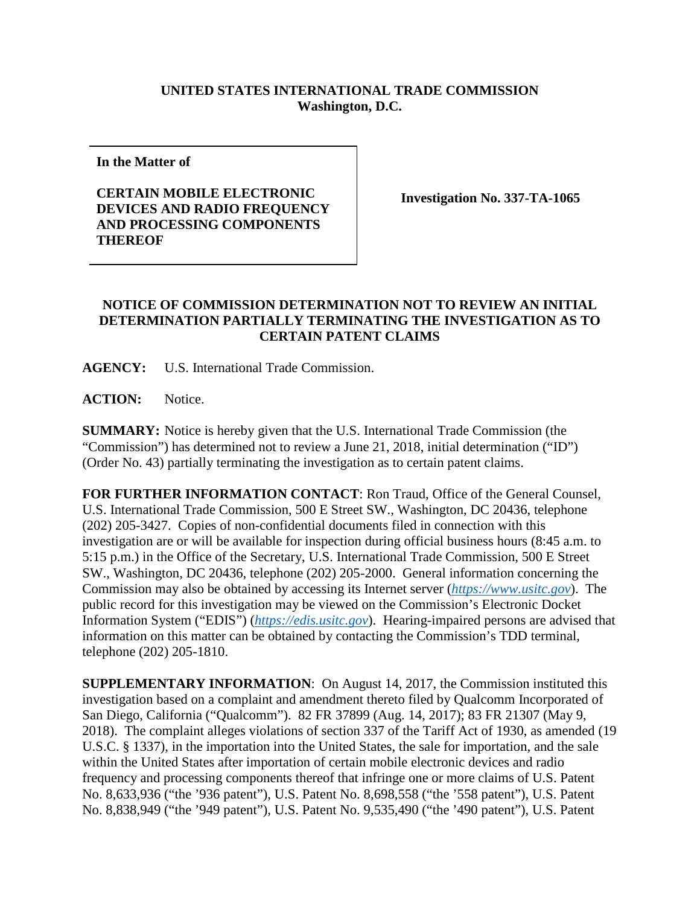**UNITED STATES INTERNATIONAL TRADE COMMISSION**
**Washington, D.C.**

| In the Matter of<br><br>**CERTAIN MOBILE ELECTRONIC DEVICES AND RADIO FREQUENCY AND PROCESSING COMPONENTS THEREOF** | **Investigation No. 337-TA-1065** |
|---|---|

**NOTICE OF COMMISSION DETERMINATION NOT TO REVIEW AN INITIAL DETERMINATION PARTIALLY TERMINATING THE INVESTIGATION AS TO CERTAIN PATENT CLAIMS**

**AGENCY:** U.S. International Trade Commission.

**ACTION:** Notice.

**SUMMARY:** Notice is hereby given that the U.S. International Trade Commission (the "Commission") has determined not to review a June 21, 2018, initial determination ("ID") (Order No. 43) partially terminating the investigation as to certain patent claims.

**FOR FURTHER INFORMATION CONTACT**: Ron Traud, Office of the General Counsel, U.S. International Trade Commission, 500 E Street SW., Washington, DC 20436, telephone (202) 205-3427. Copies of non-confidential documents filed in connection with this investigation are or will be available for inspection during official business hours (8:45 a.m. to 5:15 p.m.) in the Office of the Secretary, U.S. International Trade Commission, 500 E Street SW., Washington, DC 20436, telephone (202) 205-2000. General information concerning the Commission may also be obtained by accessing its Internet server (*https://www.usitc.gov*). The public record for this investigation may be viewed on the Commission's Electronic Docket Information System ("EDIS") (*https://edis.usitc.gov*). Hearing-impaired persons are advised that information on this matter can be obtained by contacting the Commission's TDD terminal, telephone (202) 205-1810.

**SUPPLEMENTARY INFORMATION**: On August 14, 2017, the Commission instituted this investigation based on a complaint and amendment thereto filed by Qualcomm Incorporated of San Diego, California ("Qualcomm"). 82 FR 37899 (Aug. 14, 2017); 83 FR 21307 (May 9, 2018). The complaint alleges violations of section 337 of the Tariff Act of 1930, as amended (19 U.S.C. § 1337), in the importation into the United States, the sale for importation, and the sale within the United States after importation of certain mobile electronic devices and radio frequency and processing components thereof that infringe one or more claims of U.S. Patent No. 8,633,936 ("the '936 patent"), U.S. Patent No. 8,698,558 ("the '558 patent"), U.S. Patent No. 8,838,949 ("the '949 patent"), U.S. Patent No. 9,535,490 ("the '490 patent"), U.S. Patent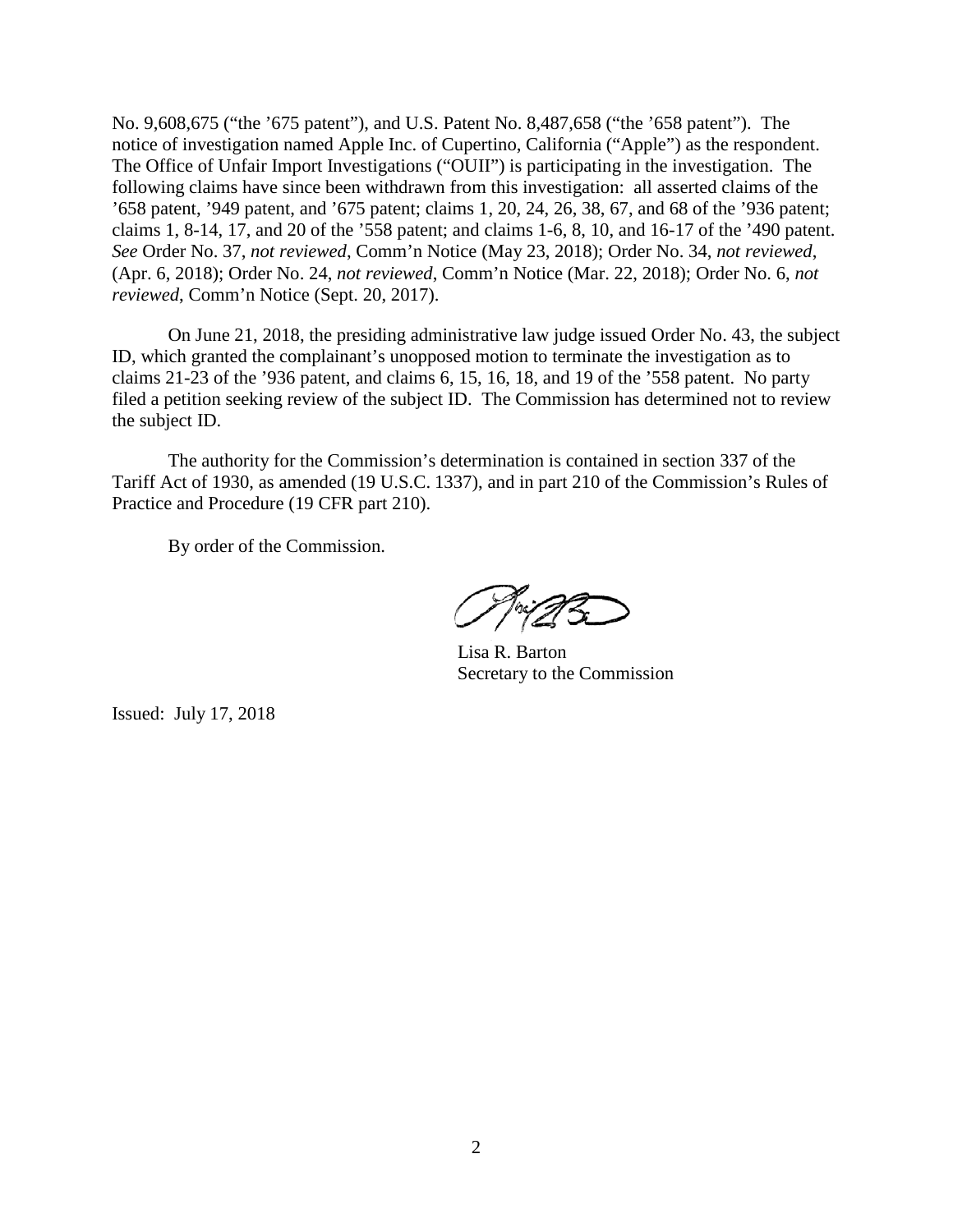No. 9,608,675 ("the '675 patent"), and U.S. Patent No. 8,487,658 ("the '658 patent"). The notice of investigation named Apple Inc. of Cupertino, California ("Apple") as the respondent. The Office of Unfair Import Investigations ("OUII") is participating in the investigation. The following claims have since been withdrawn from this investigation: all asserted claims of the '658 patent, '949 patent, and '675 patent; claims 1, 20, 24, 26, 38, 67, and 68 of the '936 patent; claims 1, 8-14, 17, and 20 of the '558 patent; and claims 1-6, 8, 10, and 16-17 of the '490 patent. *See* Order No. 37, *not reviewed*, Comm'n Notice (May 23, 2018); Order No. 34, *not reviewed*, (Apr. 6, 2018); Order No. 24, *not reviewed*, Comm'n Notice (Mar. 22, 2018); Order No. 6, *not reviewed*, Comm'n Notice (Sept. 20, 2017).

On June 21, 2018, the presiding administrative law judge issued Order No. 43, the subject ID, which granted the complainant's unopposed motion to terminate the investigation as to claims 21-23 of the '936 patent, and claims 6, 15, 16, 18, and 19 of the '558 patent. No party filed a petition seeking review of the subject ID. The Commission has determined not to review the subject ID.

The authority for the Commission's determination is contained in section 337 of the Tariff Act of 1930, as amended (19 U.S.C. 1337), and in part 210 of the Commission's Rules of Practice and Procedure (19 CFR part 210).

By order of the Commission.

Lisa R. Barton
Secretary to the Commission

Issued: July 17, 2018